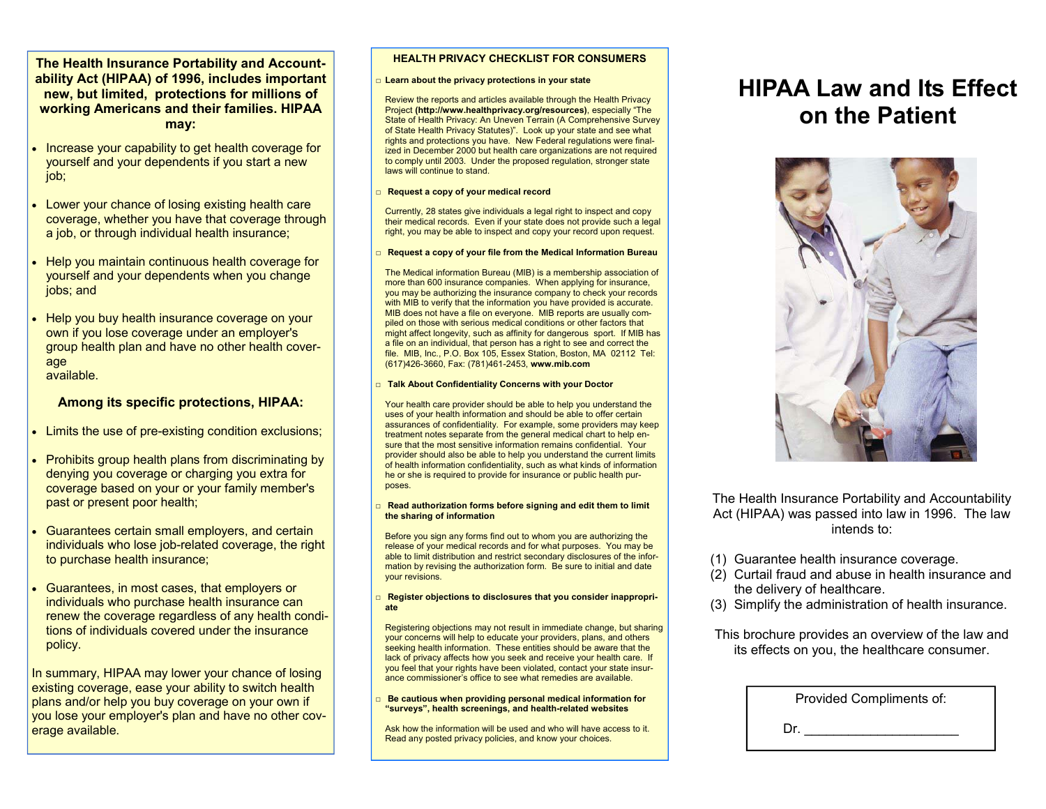**The Health Insurance Portability and Accountability Act (HIPAA) of 1996, includes important new, but limited, protections for millions of working Americans and their families. HIPAA may:**

- Increase your capability to get health coverage for yourself and your dependents if you start a new job;
- Lower your chance of losing existing health care coverage, whether you have that coverage through a job, or through individual health insurance;
- Help you maintain continuous health coverage for yourself and your dependents when you change jobs; and
- Help you buy health insurance coverage on your own if you lose coverage under an employer's group health plan and have no other health coverage available.

**Among its specific protections, HIPAA:**

- Limits the use of pre-existing condition exclusions;
- Prohibits group health plans from discriminating by denying you coverage or charging you extra for coverage based on your or your family member's past or present poor health;
- Guarantees certain small employers, and certain individuals who lose job-related coverage, the right to purchase health insurance;
- Guarantees, in most cases, that employers or individuals who purchase health insurance can renew the coverage regardless of any health conditions of individuals covered under the insurance policy.

In summary, HIPAA may lower your chance of losing existing coverage, ease your ability to switch health plans and/or help you buy coverage on your own if you lose your employer's plan and have no other coverage available.

## HEALTH PRIVACY CHECKLIST FOR CONSUMERS

□ **Learn about the privacy protections in your state**

Review the reports and articles available through the Health Privacy Project **(http://www.healthprivacy.org/resources)**, especially "The State of Health Privacy: An Uneven Terrain (A Comprehensive Survey of State Health Privacy Statutes)". Look up your state and see what rights and protections you have. New Federal regulations were finalized in December 2000 but health care organizations are not required to comply until 2003. Under the proposed regulation, stronger state laws will continue to stand.

□ **Request a copy of your medical record**

Currently, 28 states give individuals a legal right to inspect and copy their medical records. Even if your state does not provide such a legal right, you may be able to inspect and copy your record upon request.

□ **Request a copy of your file from the Medical Information Bureau**

The Medical information Bureau (MIB) is a membership association of more than 600 insurance companies. When applying for insurance, you may be authorizing the insurance company to check your records with MIB to verify that the information you have provided is accurate. MIB does not have a file on everyone. MIB reports are usually compiled on those with serious medical conditions or other factors that might affect longevity, such as affinity for dangerous sport. If MIB has a file on an individual, that person has a right to see and correct the file. MIB, Inc., P.O. Box 105, Essex Station, Boston, MA 02112 Tel: (617)426-3660, Fax: (781)461-2453, **www.mib.com**

□ **Talk About Confidentiality Concerns with your Doctor**

Your health care provider should be able to help you understand the uses of your health information and should be able to offer certain assurances of confidentiality. For example, some providers may keep treatment notes separate from the general medical chart to help ensure that the most sensitive information remains confidential. Your provider should also be able to help you understand the current limits of health information confidentiality, such as what kinds of information he or she is required to provide for insurance or public health purposes.

□ **Read authorization forms before signing and edit them to limit the sharing of information**

Before you sign any forms find out to whom you are authorizing the release of your medical records and for what purposes. You may be able to limit distribution and restrict secondary disclosures of the information by revising the authorization form. Be sure to initial and date your revisions.

□ **Register objections to disclosures that you consider inappropriate**

Registering objections may not result in immediate change, but sharing your concerns will help to educate your providers, plans, and others seeking health information. These entities should be aware that the lack of privacy affects how you seek and receive your health care. If you feel that your rights have been violated, contact your state insurance commissioner's office to see what remedies are available.

□ **Be cautious when providing personal medical information for "surveys", health screenings, and health-related websites**

Ask how the information will be used and who will have access to it. Read any posted privacy policies, and know your choices.

# HIPAA Law and Its Effect on the Patient

The Health Insurance Portability and Accountability Act (HIPAA) was passed into law in 1996. The law intends to:

1. Guarantee health insurance coverage.
2. Curtail fraud and abuse in health insurance and the delivery of healthcare.
3. Simplify the administration of health insurance.

This brochure provides an overview of the law and its effects on you, the healthcare consumer.

Provided Compliments of:

Dr. ____________________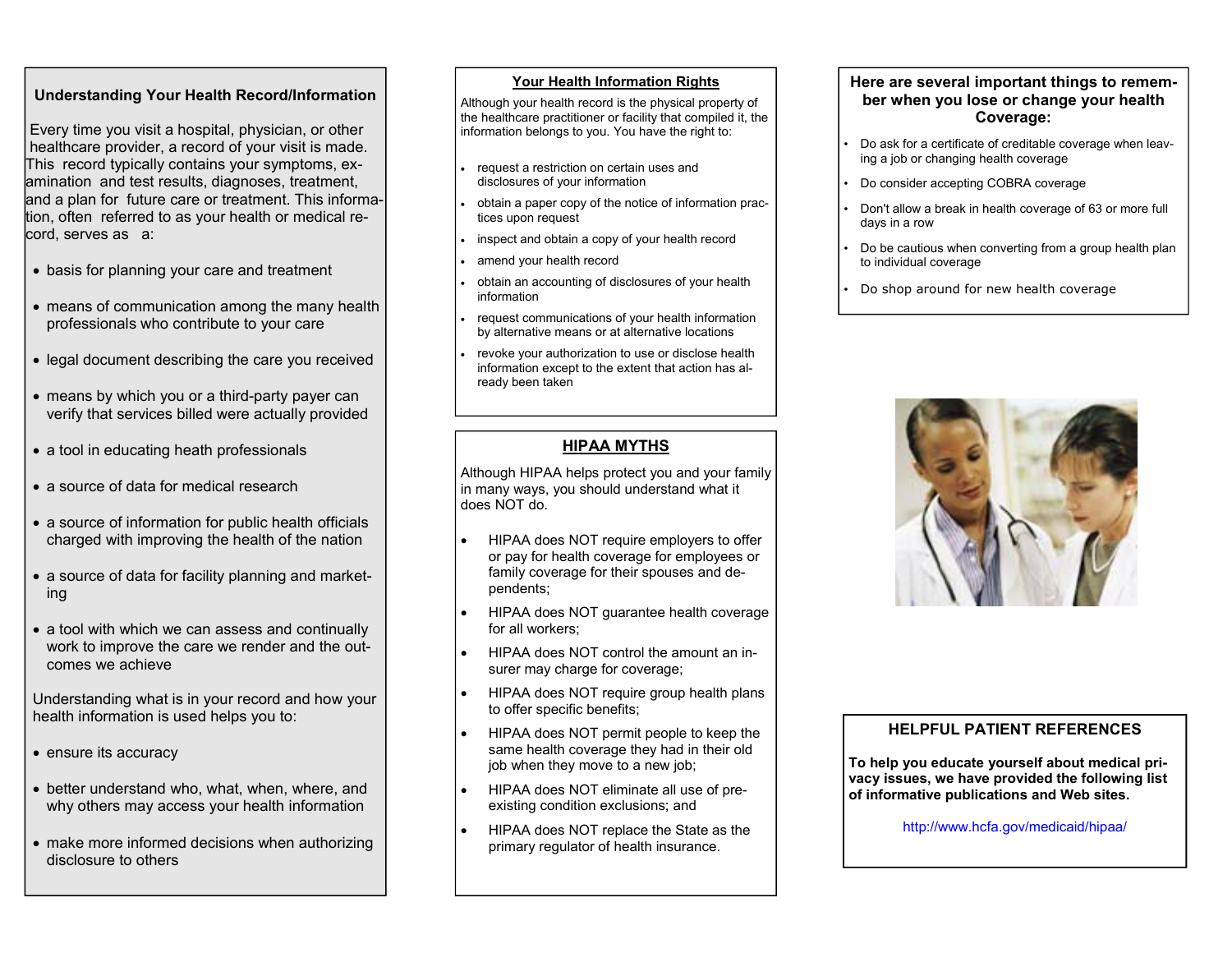## Understanding Your Health Record/Information

Every time you visit a hospital, physician, or other healthcare provider, a record of your visit is made. This record typically contains your symptoms, examination and test results, diagnoses, treatment, and a plan for future care or treatment. This information, often referred to as your health or medical record, serves as a:

- basis for planning your care and treatment
- means of communication among the many health professionals who contribute to your care
- legal document describing the care you received
- means by which you or a third-party payer can verify that services billed were actually provided
- a tool in educating heath professionals
- a source of data for medical research
- a source of information for public health officials charged with improving the health of the nation
- a source of data for facility planning and marketing
- a tool with which we can assess and continually work to improve the care we render and the outcomes we achieve

Understanding what is in your record and how your health information is used helps you to:

- ensure its accuracy
- better understand who, what, when, where, and why others may access your health information
- make more informed decisions when authorizing disclosure to others

## Your Health Information Rights

Although your health record is the physical property of the healthcare practitioner or facility that compiled it, the information belongs to you. You have the right to:

- request a restriction on certain uses and disclosures of your information
- obtain a paper copy of the notice of information practices upon request
- inspect and obtain a copy of your health record
- amend your health record
- obtain an accounting of disclosures of your health information
- request communications of your health information by alternative means or at alternative locations
- revoke your authorization to use or disclose health information except to the extent that action has already been taken

## HIPAA MYTHS

Although HIPAA helps protect you and your family in many ways, you should understand what it does NOT do.

- HIPAA does NOT require employers to offer or pay for health coverage for employees or family coverage for their spouses and dependents;
- HIPAA does NOT guarantee health coverage for all workers;
- HIPAA does NOT control the amount an insurer may charge for coverage;
- HIPAA does NOT require group health plans to offer specific benefits;
- HIPAA does NOT permit people to keep the same health coverage they had in their old job when they move to a new job;
- HIPAA does NOT eliminate all use of pre-existing condition exclusions; and
- HIPAA does NOT replace the State as the primary regulator of health insurance.

## Here are several important things to remember when you lose or change your health Coverage:

- Do ask for a certificate of creditable coverage when leaving a job or changing health coverage
- Do consider accepting COBRA coverage
- Don't allow a break in health coverage of 63 or more full days in a row
- Do be cautious when converting from a group health plan to individual coverage
- Do shop around for new health coverage

## HELPFUL PATIENT REFERENCES

**To help you educate yourself about medical privacy issues, we have provided the following list of informative publications and Web sites.**

http://www.hcfa.gov/medicaid/hipaa/